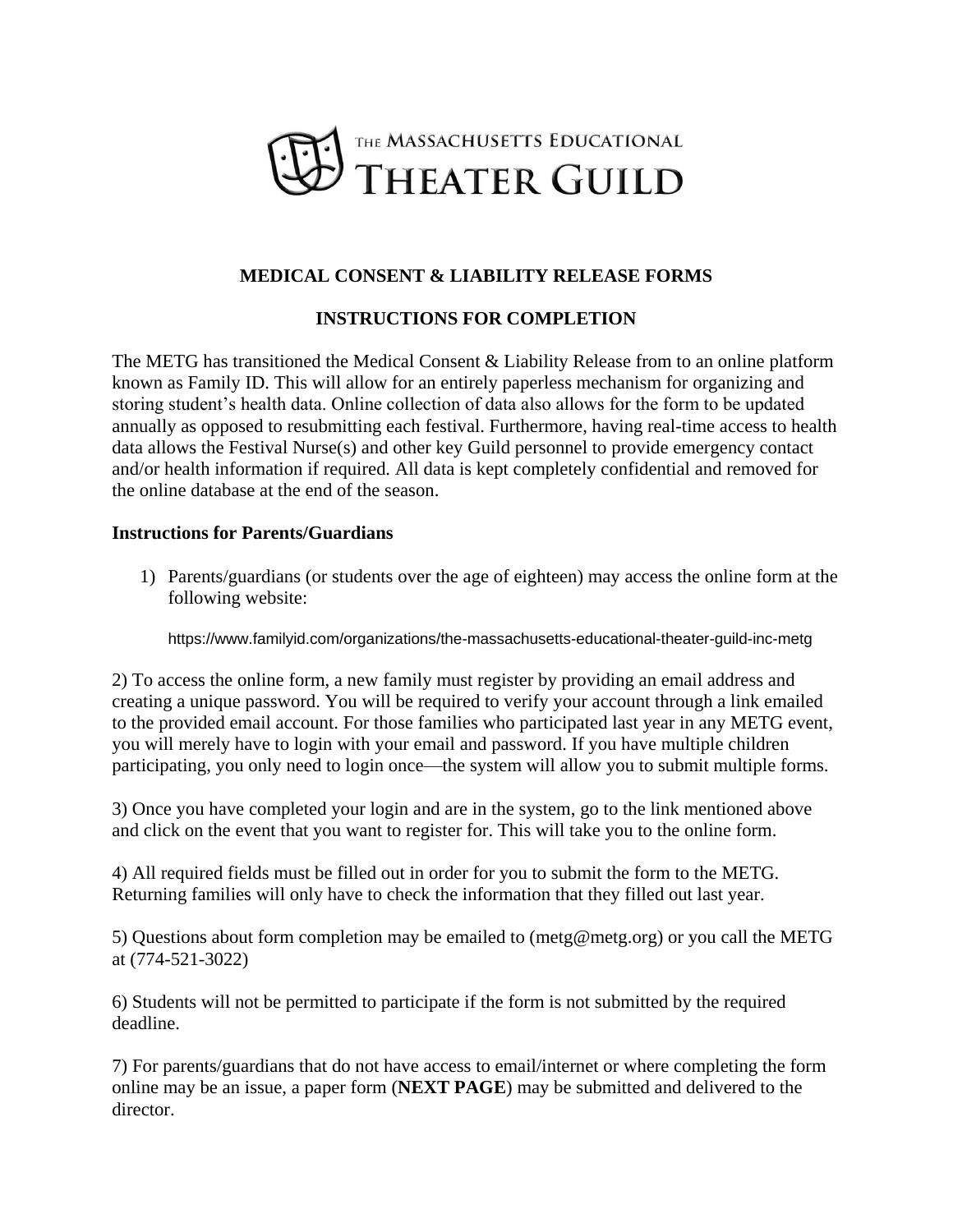THE MASSACHUSETTS EDUCATIONAL THEATER GUILD

# MEDICAL CONSENT & LIABILITY RELEASE FORMS

## INSTRUCTIONS FOR COMPLETION

The METG has transitioned the Medical Consent & Liability Release from to an online platform known as Family ID. This will allow for an entirely paperless mechanism for organizing and storing student's health data. Online collection of data also allows for the form to be updated annually as opposed to resubmitting each festival. Furthermore, having real-time access to health data allows the Festival Nurse(s) and other key Guild personnel to provide emergency contact and/or health information if required. All data is kept completely confidential and removed for the online database at the end of the season.

**Instructions for Parents/Guardians**

1) Parents/guardians (or students over the age of eighteen) may access the online form at the following website:

   https://www.familyid.com/organizations/the-massachusetts-educational-theater-guild-inc-metg

2) To access the online form, a new family must register by providing an email address and creating a unique password. You will be required to verify your account through a link emailed to the provided email account. For those families who participated last year in any METG event, you will merely have to login with your email and password. If you have multiple children participating, you only need to login once—the system will allow you to submit multiple forms.

3) Once you have completed your login and are in the system, go to the link mentioned above and click on the event that you want to register for. This will take you to the online form.

4) All required fields must be filled out in order for you to submit the form to the METG. Returning families will only have to check the information that they filled out last year.

5) Questions about form completion may be emailed to (metg@metg.org) or you call the METG at (774-521-3022)

6) Students will not be permitted to participate if the form is not submitted by the required deadline.

7) For parents/guardians that do not have access to email/internet or where completing the form online may be an issue, a paper form (**NEXT PAGE**) may be submitted and delivered to the director.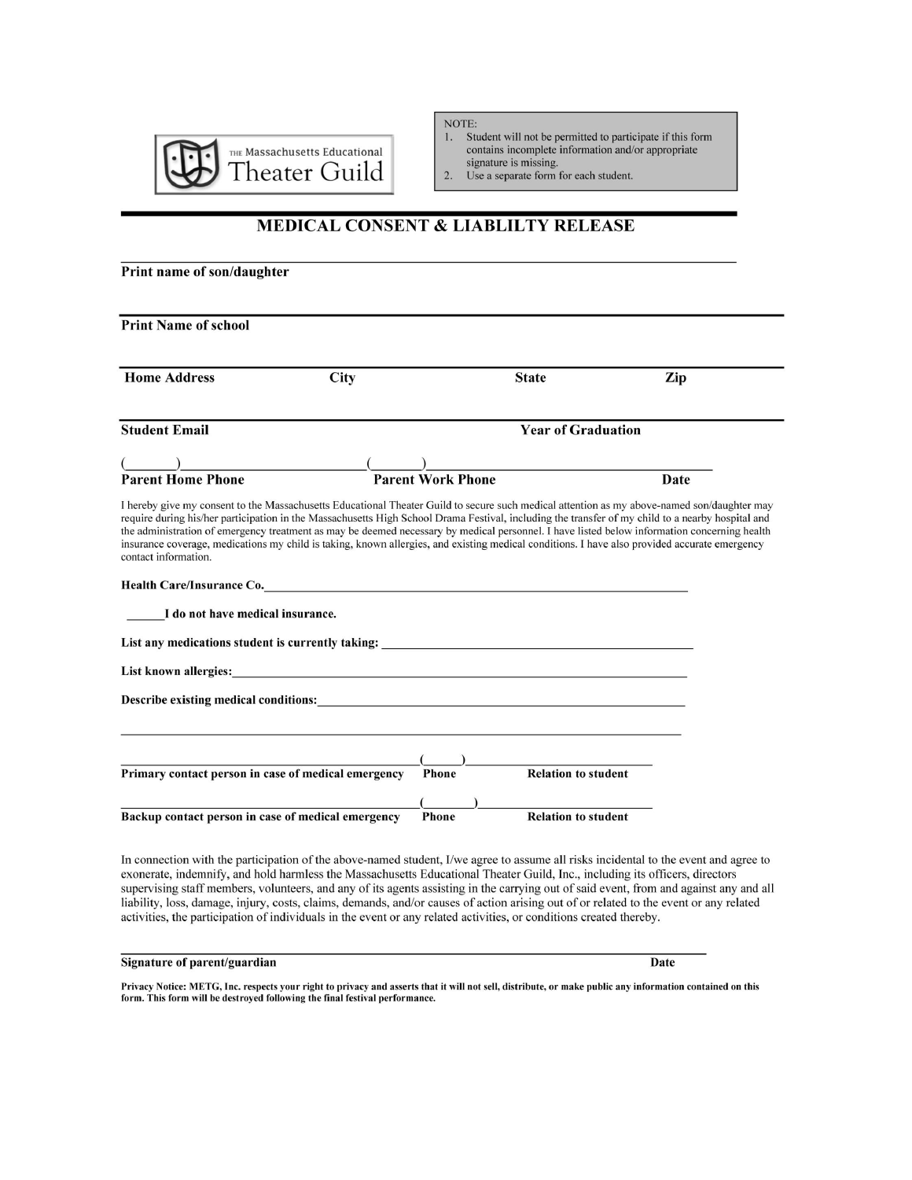The Massachusetts Educational Theater Guild

NOTE:
1. Student will not be permitted to participate if this form contains incomplete information and/or appropriate signature is missing.
2. Use a separate form for each student.

## MEDICAL CONSENT & LIABLILTY RELEASE

______________________________________________________________________

**Print name of son/daughter**

______________________________________________________________________

**Print Name of school**

______________________________________________________________________

**Home Address** **City** **State** **Zip**

______________________________________________________________________

**Student Email** **Year of Graduation**

(_______)__________________________(_______)______________________________________

**Parent Home Phone** **Parent Work Phone** **Date**

I hereby give my consent to the Massachusetts Educational Theater Guild to secure such medical attention as my above-named son/daughter may require during his/her participation in the Massachusetts High School Drama Festival, including the transfer of my child to a nearby hospital and the administration of emergency treatment as may be deemed necessary by medical personnel. I have listed below information concerning health insurance coverage, medications my child is taking, known allergies, and existing medical conditions. I have also provided accurate emergency contact information.

**Health Care/Insurance Co.**______________________________________________________________

______**I do not have medical insurance.**

**List any medications student is currently taking:** ________________________________________________

**List known allergies:**______________________________________________________________________

**Describe existing medical conditions:**_________________________________________________________

______________________________________________________________________

______________________________________(_____)__________________________

**Primary contact person in case of medical emergency** **Phone** **Relation to student**

______________________________________(_______)__________________________

**Backup contact person in case of medical emergency** **Phone** **Relation to student**

In connection with the participation of the above-named student, I/we agree to assume all risks incidental to the event and agree to exonerate, indemnify, and hold harmless the Massachusetts Educational Theater Guild, Inc., including its officers, directors supervising staff members, volunteers, and any of its agents assisting in the carrying out of said event, from and against any and all liability, loss, damage, injury, costs, claims, demands, and/or causes of action arising out of or related to the event or any related activities, the participation of individuals in the event or any related activities, or conditions created thereby.

______________________________________________________________________

**Signature of parent/guardian** **Date**

**Privacy Notice: METG, Inc. respects your right to privacy and asserts that it will not sell, distribute, or make public any information contained on this form. This form will be destroyed following the final festival performance.**